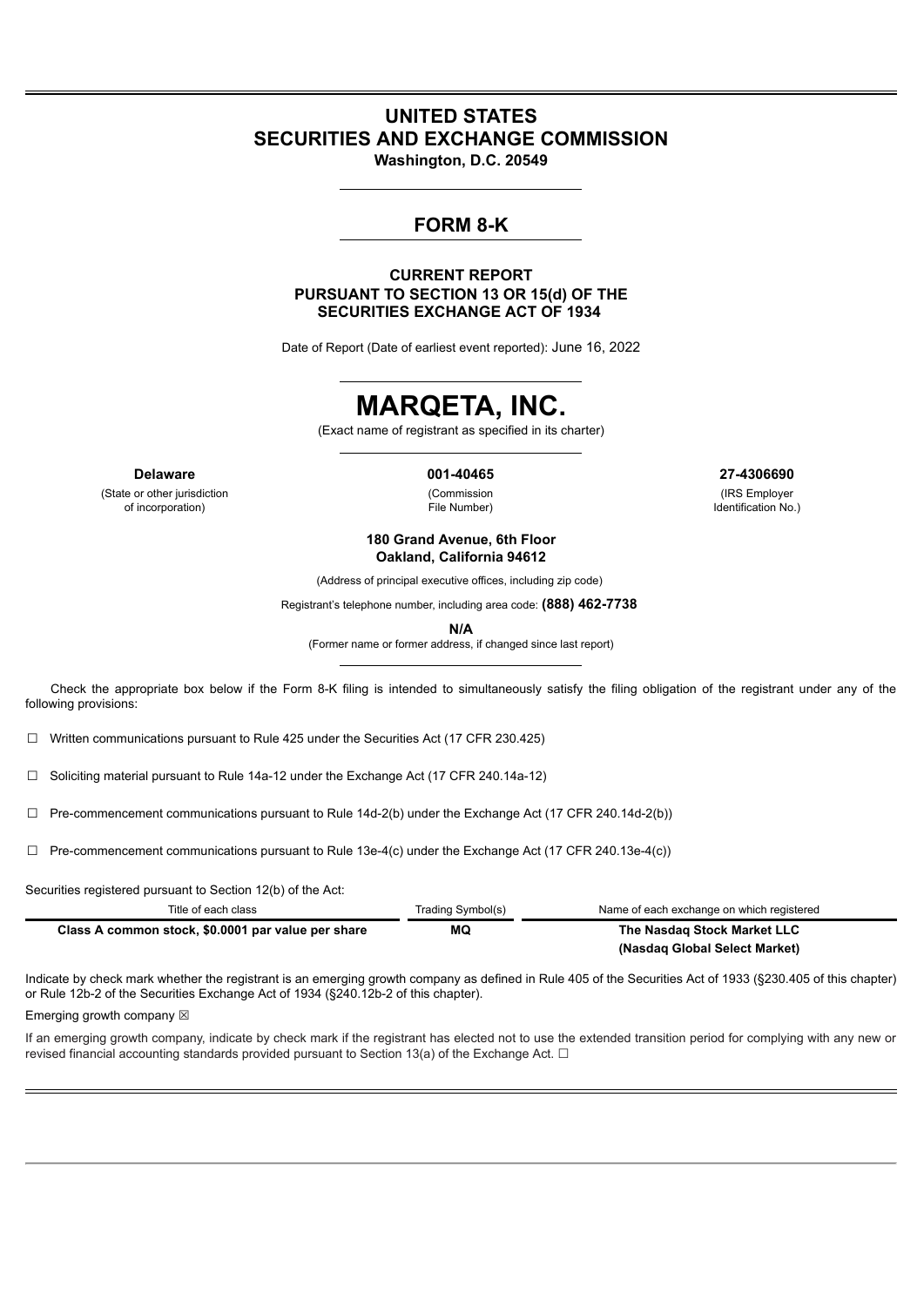# UNITED STATES
# SECURITIES AND EXCHANGE COMMISSION

**Washington, D.C. 20549**

## FORM 8-K

**CURRENT REPORT**
**PURSUANT TO SECTION 13 OR 15(d) OF THE SECURITIES EXCHANGE ACT OF 1934**

Date of Report (Date of earliest event reported): June 16, 2022

# MARQETA, INC.

(Exact name of registrant as specified in its charter)

| **Delaware** | **001-40465** | **27-4306690** |
|---|---|---|
| (State or other jurisdiction of incorporation) | (Commission File Number) | (IRS Employer Identification No.) |

**180 Grand Avenue, 6th Floor**
**Oakland, California 94612**

(Address of principal executive offices, including zip code)

Registrant's telephone number, including area code: **(888) 462-7738**

**N/A**

(Former name or former address, if changed since last report)

Check the appropriate box below if the Form 8-K filing is intended to simultaneously satisfy the filing obligation of the registrant under any of the following provisions:

☐ Written communications pursuant to Rule 425 under the Securities Act (17 CFR 230.425)

☐ Soliciting material pursuant to Rule 14a-12 under the Exchange Act (17 CFR 240.14a-12)

☐ Pre-commencement communications pursuant to Rule 14d-2(b) under the Exchange Act (17 CFR 240.14d-2(b))

☐ Pre-commencement communications pursuant to Rule 13e-4(c) under the Exchange Act (17 CFR 240.13e-4(c))

Securities registered pursuant to Section 12(b) of the Act:

| Title of each class | Trading Symbol(s) | Name of each exchange on which registered |
|---|---|---|
| **Class A common stock, $0.0001 par value per share** | **MQ** | **The Nasdaq Stock Market LLC (Nasdaq Global Select Market)** |

Indicate by check mark whether the registrant is an emerging growth company as defined in Rule 405 of the Securities Act of 1933 (§230.405 of this chapter) or Rule 12b-2 of the Securities Exchange Act of 1934 (§240.12b-2 of this chapter).

Emerging growth company ☒

If an emerging growth company, indicate by check mark if the registrant has elected not to use the extended transition period for complying with any new or revised financial accounting standards provided pursuant to Section 13(a) of the Exchange Act. ☐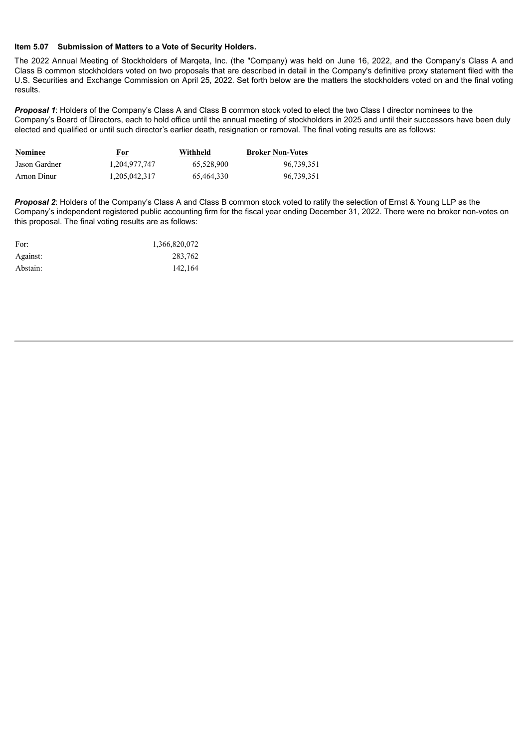**Item 5.07 Submission of Matters to a Vote of Security Holders.**

The 2022 Annual Meeting of Stockholders of Marqeta, Inc. (the "Company) was held on June 16, 2022, and the Company's Class A and Class B common stockholders voted on two proposals that are described in detail in the Company's definitive proxy statement filed with the U.S. Securities and Exchange Commission on April 25, 2022. Set forth below are the matters the stockholders voted on and the final voting results.

***Proposal 1***: Holders of the Company's Class A and Class B common stock voted to elect the two Class I director nominees to the Company's Board of Directors, each to hold office until the annual meeting of stockholders in 2025 and until their successors have been duly elected and qualified or until such director's earlier death, resignation or removal. The final voting results are as follows:

| Nominee | For | Withheld | Broker Non-Votes |
|---|---|---|---|
| Jason Gardner | 1,204,977,747 | 65,528,900 | 96,739,351 |
| Arnon Dinur | 1,205,042,317 | 65,464,330 | 96,739,351 |

***Proposal 2***: Holders of the Company's Class A and Class B common stock voted to ratify the selection of Ernst & Young LLP as the Company's independent registered public accounting firm for the fiscal year ending December 31, 2022. There were no broker non-votes on this proposal. The final voting results are as follows:

| | |
|---|---|
| For: | 1,366,820,072 |
| Against: | 283,762 |
| Abstain: | 142,164 |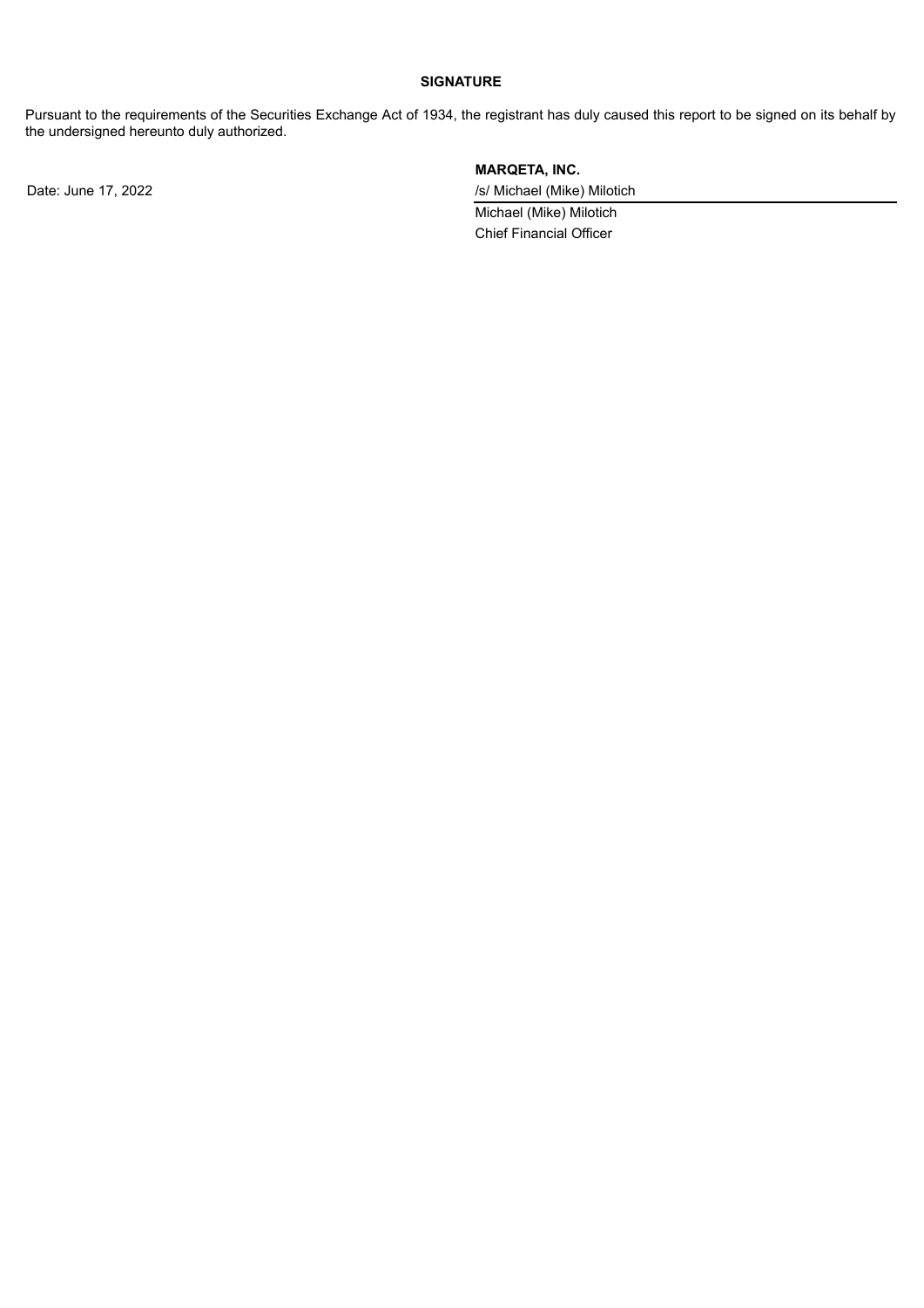**SIGNATURE**

Pursuant to the requirements of the Securities Exchange Act of 1934, the registrant has duly caused this report to be signed on its behalf by the undersigned hereunto duly authorized.

| | |
|---|---|
| | **MARQETA, INC.** |
| Date: June 17, 2022 | /s/ Michael (Mike) Milotich |
| | Michael (Mike) Milotich |
| | Chief Financial Officer |